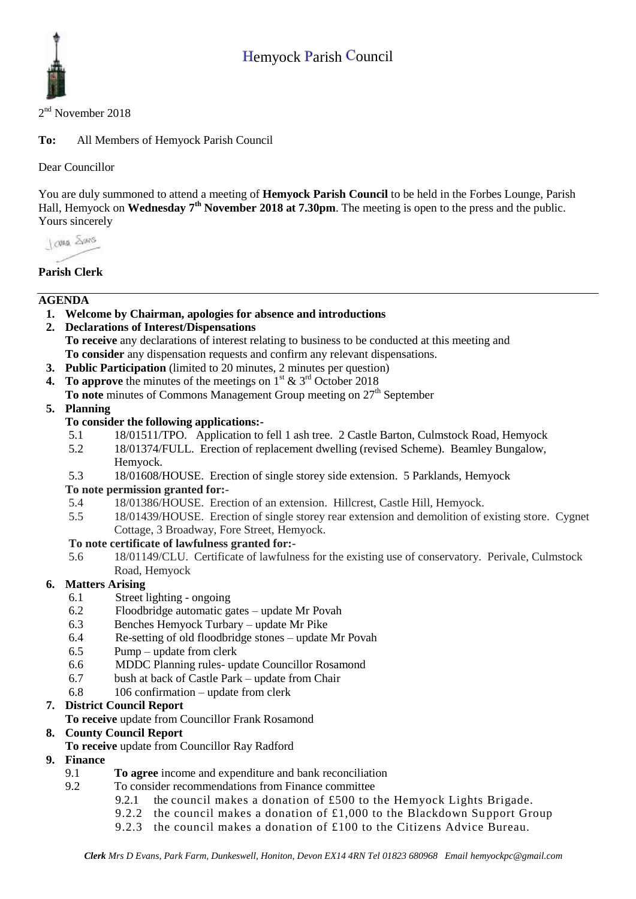# Hemyock Parish Council

2nd November 2018

**To:** All Members of Hemyock Parish Council

Dear Councillor

You are duly summoned to attend a meeting of **Hemyock Parish Council** to be held in the Forbes Lounge, Parish Hall, Hemyock on **Wednesday 7th November 2018 at 7.30pm**. The meeting is open to the press and the public.
Yours sincerely

**Parish Clerk**

---

## AGENDA

1. **Welcome by Chairman, apologies for absence and introductions**
2. **Declarations of Interest/Dispensations**
   **To receive** any declarations of interest relating to business to be conducted at this meeting and
   **To consider** any dispensation requests and confirm any relevant dispensations.
3. **Public Participation** (limited to 20 minutes, 2 minutes per question)
4. **To approve** the minutes of the meetings on 1st & 3rd October 2018
   **To note** minutes of Commons Management Group meeting on 27th September
5. **Planning**
   **To consider the following applications:-**
   - 5.1 18/01511/TPO. Application to fell 1 ash tree. 2 Castle Barton, Culmstock Road, Hemyock
   - 5.2 18/01374/FULL. Erection of replacement dwelling (revised Scheme). Beamley Bungalow, Hemyock.
   - 5.3 18/01608/HOUSE. Erection of single storey side extension. 5 Parklands, Hemyock

   **To note permission granted for:-**
   - 5.4 18/01386/HOUSE. Erection of an extension. Hillcrest, Castle Hill, Hemyock.
   - 5.5 18/01439/HOUSE. Erection of single storey rear extension and demolition of existing store. Cygnet Cottage, 3 Broadway, Fore Street, Hemyock.

   **To note certificate of lawfulness granted for:-**
   - 5.6 18/01149/CLU. Certificate of lawfulness for the existing use of conservatory. Perivale, Culmstock Road, Hemyock
6. **Matters Arising**
   - 6.1 Street lighting - ongoing
   - 6.2 Floodbridge automatic gates – update Mr Povah
   - 6.3 Benches Hemyock Turbary – update Mr Pike
   - 6.4 Re-setting of old floodbridge stones – update Mr Povah
   - 6.5 Pump – update from clerk
   - 6.6 MDDC Planning rules- update Councillor Rosamond
   - 6.7 bush at back of Castle Park – update from Chair
   - 6.8 106 confirmation – update from clerk
7. **District Council Report**
   **To receive** update from Councillor Frank Rosamond
8. **County Council Report**
   **To receive** update from Councillor Ray Radford
9. **Finance**
   - 9.1 **To agree** income and expenditure and bank reconciliation
   - 9.2 To consider recommendations from Finance committee
     - 9.2.1 the council makes a donation of £500 to the Hemyock Lights Brigade.
     - 9.2.2 the council makes a donation of £1,000 to the Blackdown Support Group
     - 9.2.3 the council makes a donation of £100 to the Citizens Advice Bureau.

*Clerk Mrs D Evans, Park Farm, Dunkeswell, Honiton, Devon EX14 4RN Tel 01823 680968 Email hemyockpc@gmail.com*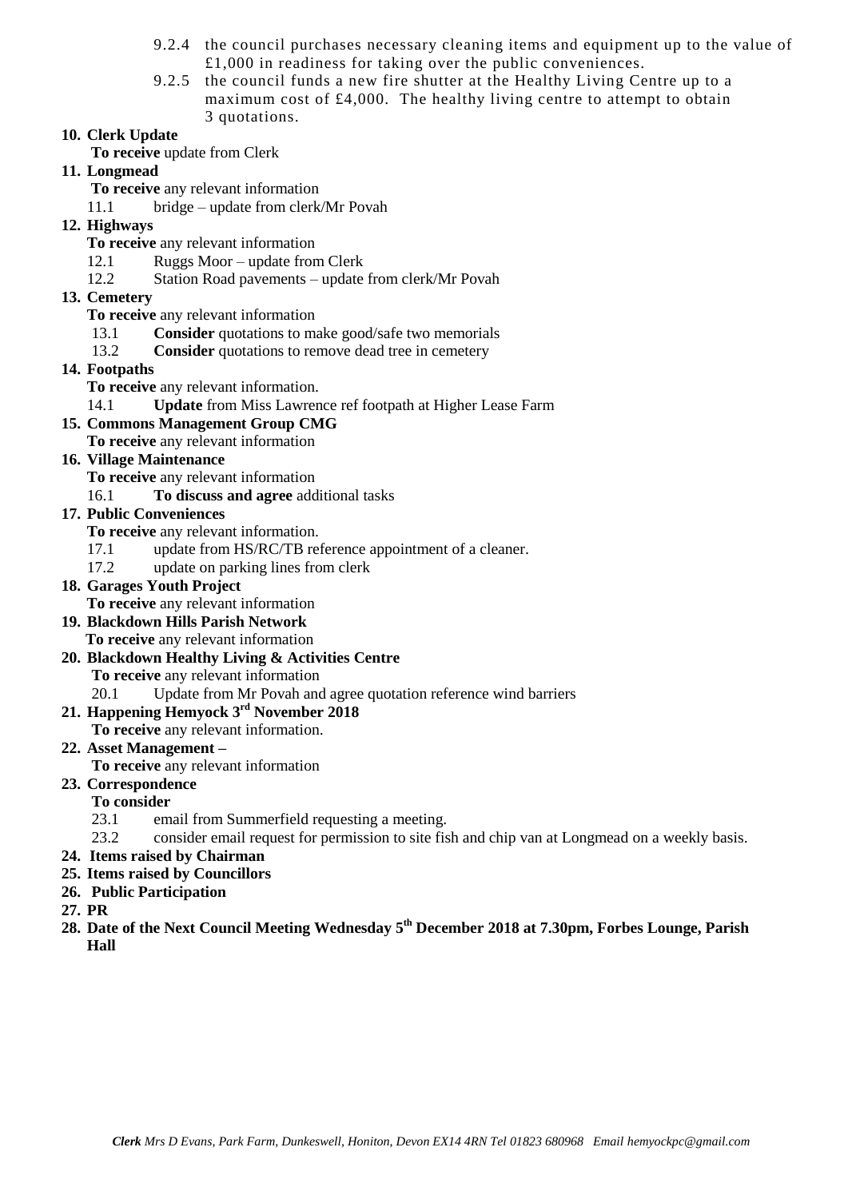9.2.4 the council purchases necessary cleaning items and equipment up to the value of £1,000 in readiness for taking over the public conveniences.

9.2.5 the council funds a new fire shutter at the Healthy Living Centre up to a maximum cost of £4,000. The healthy living centre to attempt to obtain 3 quotations.

**10. Clerk Update**

**To receive** update from Clerk

**11. Longmead**

**To receive** any relevant information

11.1 bridge – update from clerk/Mr Povah

**12. Highways**

**To receive** any relevant information

12.1 Ruggs Moor – update from Clerk

12.2 Station Road pavements – update from clerk/Mr Povah

**13. Cemetery**

**To receive** any relevant information

13.1 **Consider** quotations to make good/safe two memorials

13.2 **Consider** quotations to remove dead tree in cemetery

**14. Footpaths**

**To receive** any relevant information.

14.1 **Update** from Miss Lawrence ref footpath at Higher Lease Farm

**15. Commons Management Group CMG**

**To receive** any relevant information

**16. Village Maintenance**

**To receive** any relevant information

16.1 **To discuss and agree** additional tasks

**17. Public Conveniences**

**To receive** any relevant information.

17.1 update from HS/RC/TB reference appointment of a cleaner.

17.2 update on parking lines from clerk

**18. Garages Youth Project**

**To receive** any relevant information

**19. Blackdown Hills Parish Network**

**To receive** any relevant information

**20. Blackdown Healthy Living & Activities Centre**

**To receive** any relevant information

20.1 Update from Mr Povah and agree quotation reference wind barriers

**21. Happening Hemyock 3rd November 2018**

**To receive** any relevant information.

**22. Asset Management –**

**To receive** any relevant information

**23. Correspondence**

**To consider**

23.1 email from Summerfield requesting a meeting.

23.2 consider email request for permission to site fish and chip van at Longmead on a weekly basis.

**24. Items raised by Chairman**

**25. Items raised by Councillors**

**26. Public Participation**

**27. PR**

**28. Date of the Next Council Meeting Wednesday 5th December 2018 at 7.30pm, Forbes Lounge, Parish Hall**

***Clerk** Mrs D Evans, Park Farm, Dunkeswell, Honiton, Devon EX14 4RN Tel 01823 680968 Email hemyockpc@gmail.com*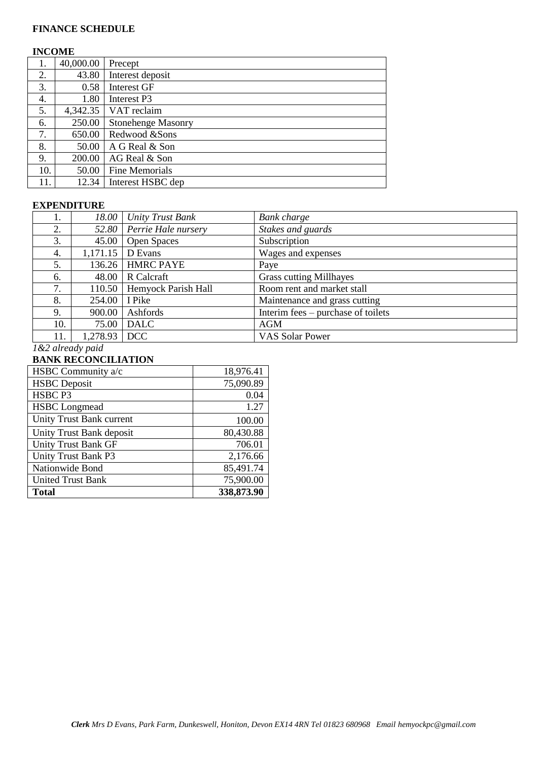**FINANCE SCHEDULE**

**INCOME**

| | | |
|---|---|---|
| 1. | 40,000.00 | Precept |
| 2. | 43.80 | Interest deposit |
| 3. | 0.58 | Interest GF |
| 4. | 1.80 | Interest P3 |
| 5. | 4,342.35 | VAT reclaim |
| 6. | 250.00 | Stonehenge Masonry |
| 7. | 650.00 | Redwood &Sons |
| 8. | 50.00 | A G Real & Son |
| 9. | 200.00 | AG Real & Son |
| 10. | 50.00 | Fine Memorials |
| 11. | 12.34 | Interest HSBC dep |

**EXPENDITURE**

| | | | |
|---|---|---|---|
| 1. | *18.00* | *Unity Trust Bank* | *Bank charge* |
| 2. | *52.80* | *Perrie Hale nursery* | *Stakes and guards* |
| 3. | 45.00 | Open Spaces | Subscription |
| 4. | 1,171.15 | D Evans | Wages and expenses |
| 5. | 136.26 | HMRC PAYE | Paye |
| 6. | 48.00 | R Calcraft | Grass cutting Millhayes |
| 7. | 110.50 | Hemyock Parish Hall | Room rent and market stall |
| 8. | 254.00 | I Pike | Maintenance and grass cutting |
| 9. | 900.00 | Ashfords | Interim fees – purchase of toilets |
| 10. | 75.00 | DALC | AGM |
| 11. | 1,278.93 | DCC | VAS Solar Power |

*1&2 already paid*

**BANK RECONCILIATION**

| | |
|---|---|
| HSBC Community a/c | 18,976.41 |
| HSBC Deposit | 75,090.89 |
| HSBC P3 | 0.04 |
| HSBC Longmead | 1.27 |
| Unity Trust Bank current | 100.00 |
| Unity Trust Bank deposit | 80,430.88 |
| Unity Trust Bank GF | 706.01 |
| Unity Trust Bank P3 | 2,176.66 |
| Nationwide Bond | 85,491.74 |
| United Trust Bank | 75,900.00 |
| **Total** | **338,873.90** |

***Clerk** Mrs D Evans, Park Farm, Dunkeswell, Honiton, Devon EX14 4RN Tel 01823 680968 Email hemyockpc@gmail.com*